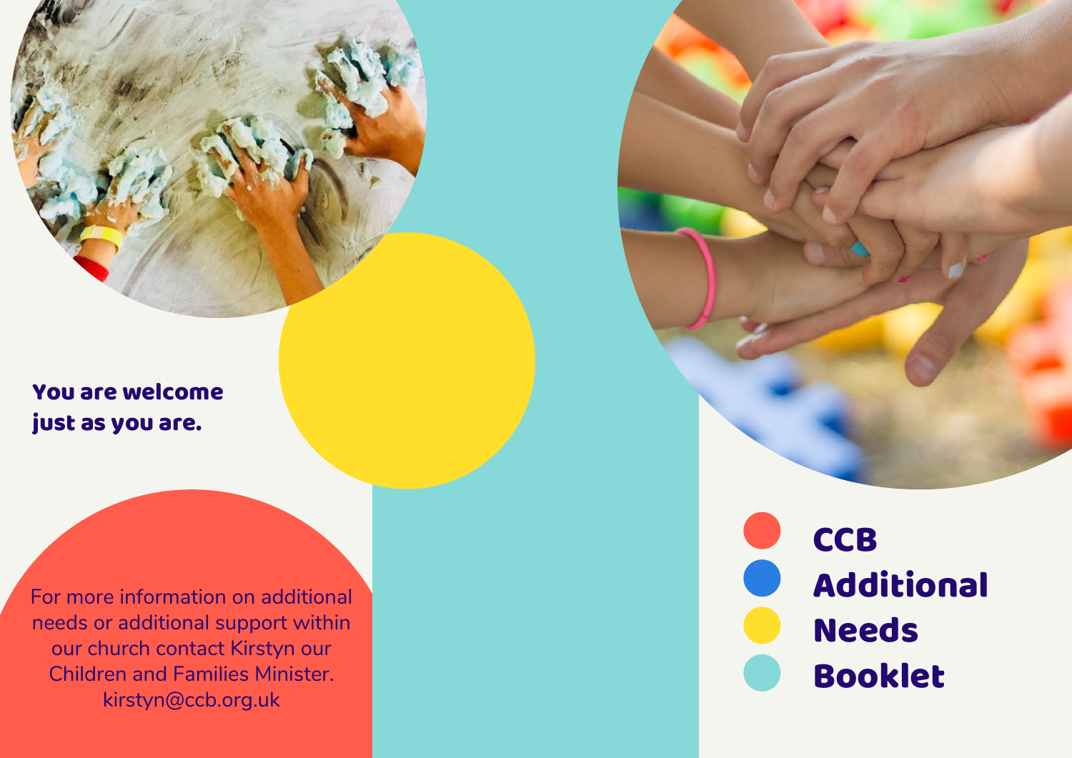# CCB Additional Needs Booklet

**You are welcome just as you are.**

For more information on additional needs or additional support within our church contact Kirstyn our Children and Families Minister. kirstyn@ccb.org.uk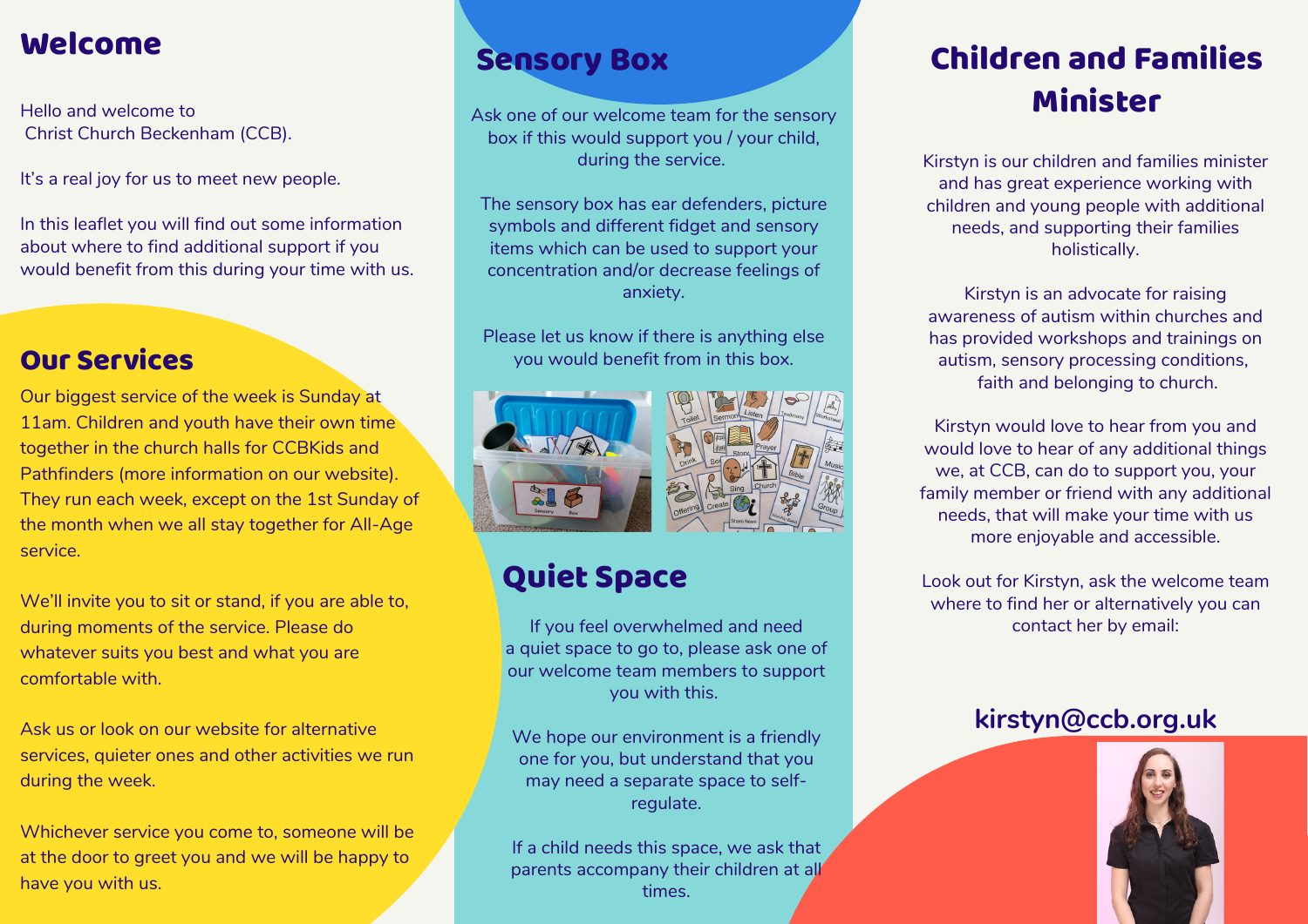## Welcome

Hello and welcome to
Christ Church Beckenham (CCB).

It's a real joy for us to meet new people.

In this leaflet you will find out some information about where to find additional support if you would benefit from this during your time with us.

## Our Services

Our biggest service of the week is Sunday at 11am. Children and youth have their own time together in the church halls for CCBKids and Pathfinders (more information on our website). They run each week, except on the 1st Sunday of the month when we all stay together for All-Age service.

We'll invite you to sit or stand, if you are able to, during moments of the service. Please do whatever suits you best and what you are comfortable with.

Ask us or look on our website for alternative services, quieter ones and other activities we run during the week.

Whichever service you come to, someone will be at the door to greet you and we will be happy to have you with us.

## Sensory Box

Ask one of our welcome team for the sensory box if this would support you / your child, during the service.

The sensory box has ear defenders, picture symbols and different fidget and sensory items which can be used to support your concentration and/or decrease feelings of anxiety.

Please let us know if there is anything else you would benefit from in this box.

## Quiet Space

If you feel overwhelmed and need a quiet space to go to, please ask one of our welcome team members to support you with this.

We hope our environment is a friendly one for you, but understand that you may need a separate space to self-regulate.

If a child needs this space, we ask that parents accompany their children at all times.

## Children and Families Minister

Kirstyn is our children and families minister and has great experience working with children and young people with additional needs, and supporting their families holistically.

Kirstyn is an advocate for raising awareness of autism within churches and has provided workshops and trainings on autism, sensory processing conditions, faith and belonging to church.

Kirstyn would love to hear from you and would love to hear of any additional things we, at CCB, can do to support you, your family member or friend with any additional needs, that will make your time with us more enjoyable and accessible.

Look out for Kirstyn, ask the welcome team where to find her or alternatively you can contact her by email:

**kirstyn@ccb.org.uk**